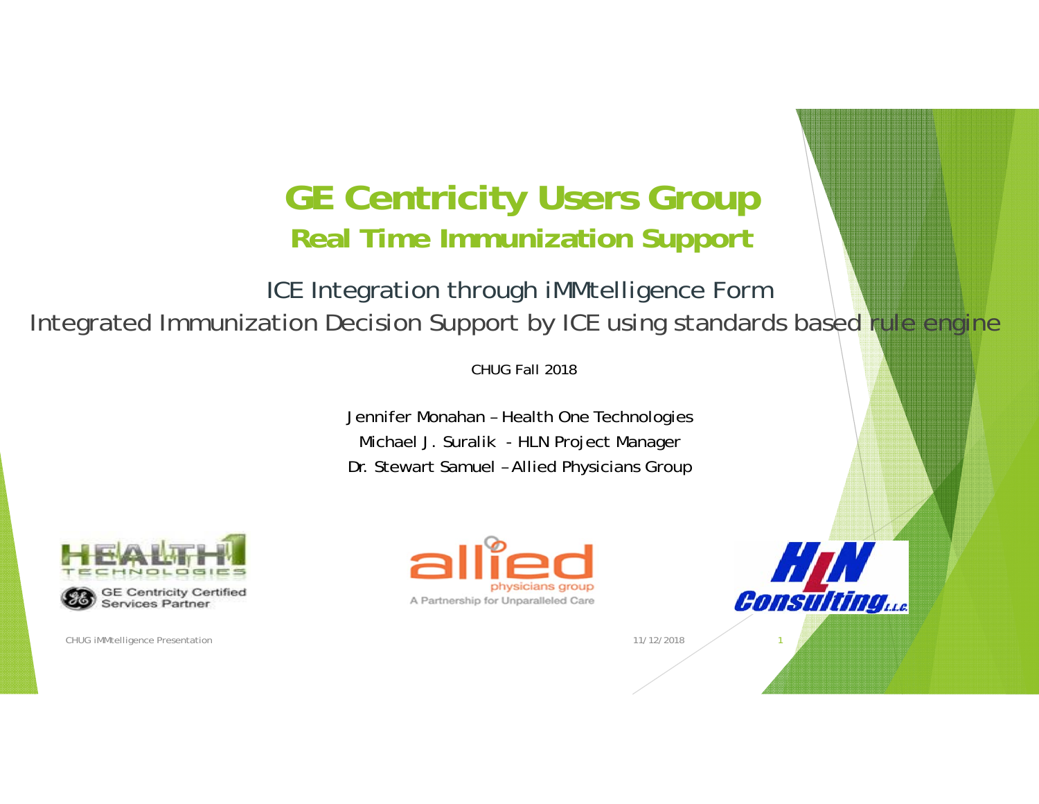# GE Centricity Users Group

## Real Time Immunization Support

ICE Integration through iMMtelligence Form

Integrated Immunization Decision Support by ICE using standards based rule engine

CHUG Fall 2018

Jennifer Monahan – Health One Technologies

Michael J. Suralik - HLN Project Manager

Dr. Stewart Samuel – Allied Physicians Group

HEALTH 1 TECHNOLOGIES

GE Centricity Certified Services Partner

allied physicians group

A Partnership for Unparalleled Care

HLN Consulting LLC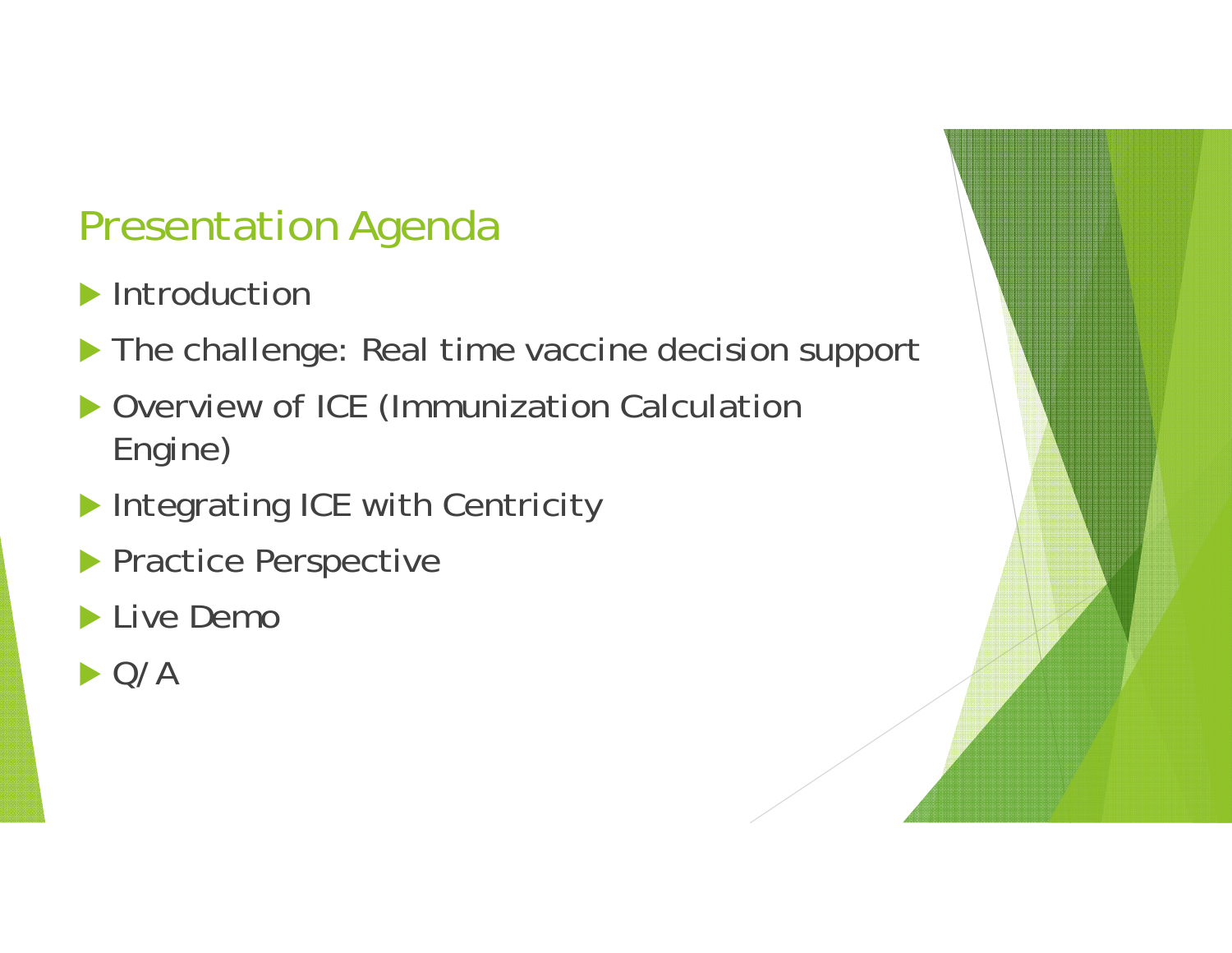## Presentation Agenda

- Introduction
- The challenge: Real time vaccine decision support
- Overview of ICE (Immunization Calculation Engine)
- Integrating ICE with Centricity
- Practice Perspective
- Live Demo
- Q/A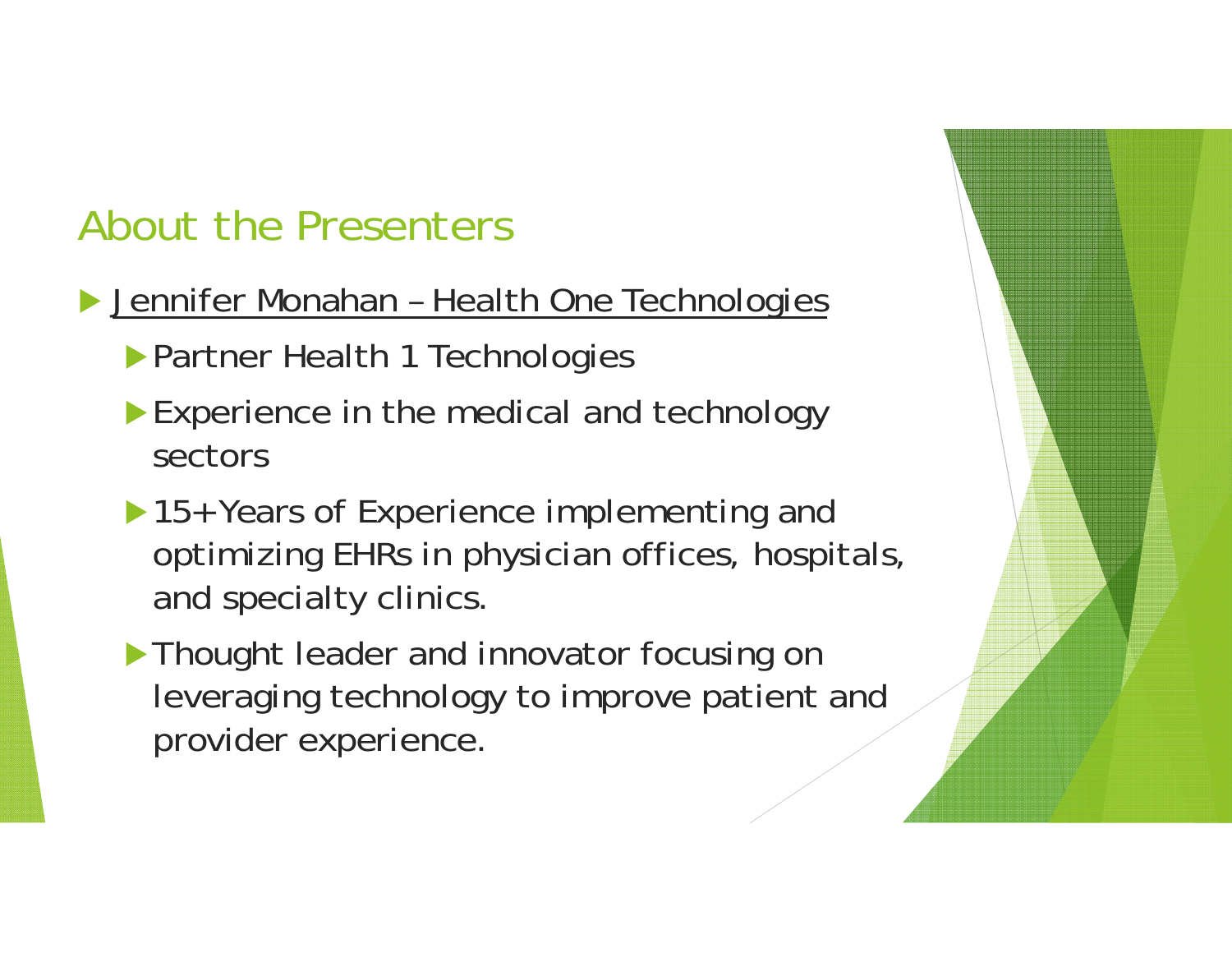## About the Presenters

- <u>Jennifer Monahan – Health One Technologies</u>
  - Partner Health 1 Technologies
  - Experience in the medical and technology sectors
  - 15+ Years of Experience implementing and optimizing EHRs in physician offices, hospitals, and specialty clinics.
  - Thought leader and innovator focusing on leveraging technology to improve patient and provider experience.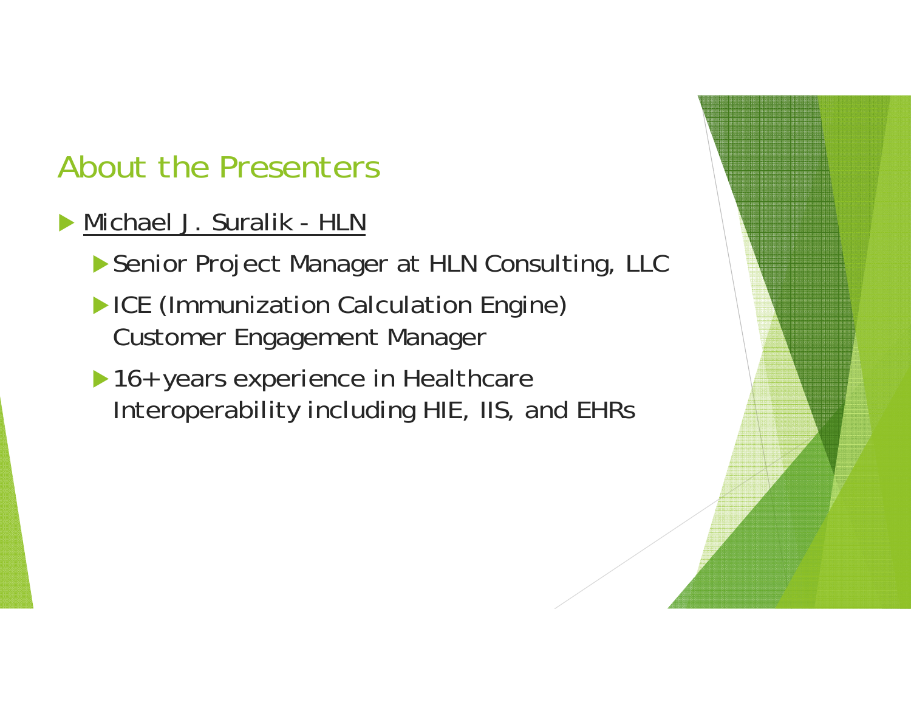# About the Presenters

- Michael J. Suralik - HLN
  - Senior Project Manager at HLN Consulting, LLC
  - ICE (Immunization Calculation Engine) Customer Engagement Manager
  - 16+ years experience in Healthcare Interoperability including HIE, IIS, and EHRs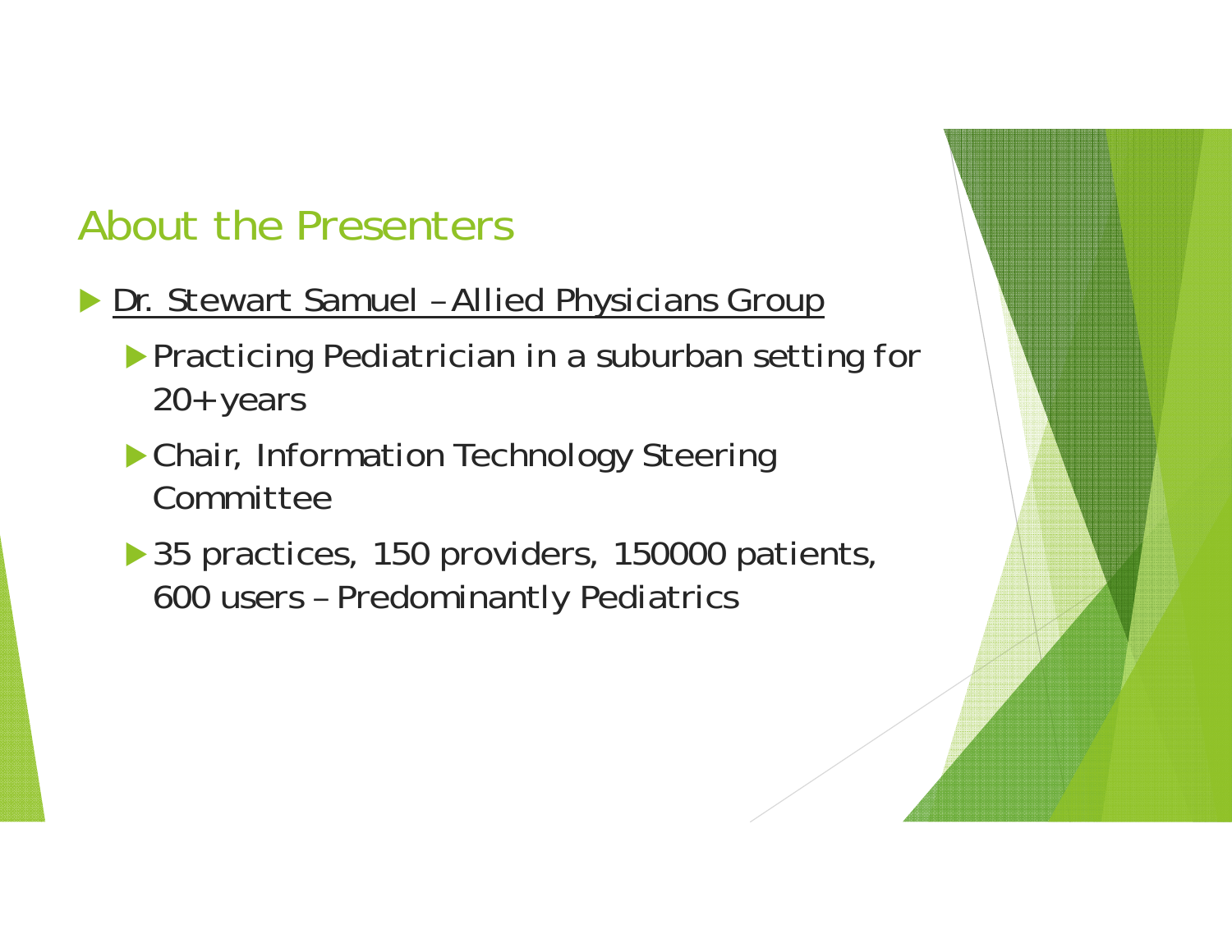# About the Presenters

- Dr. Stewart Samuel – Allied Physicians Group
  - Practicing Pediatrician in a suburban setting for 20+ years
  - Chair, Information Technology Steering Committee
  - 35 practices, 150 providers, 150000 patients, 600 users – Predominantly Pediatrics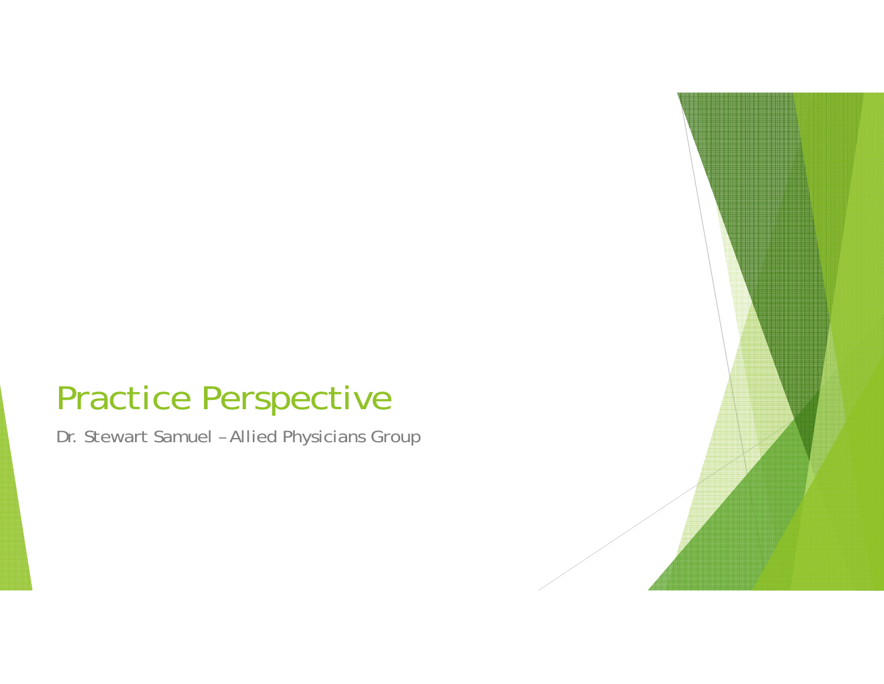# Practice Perspective

Dr. Stewart Samuel – Allied Physicians Group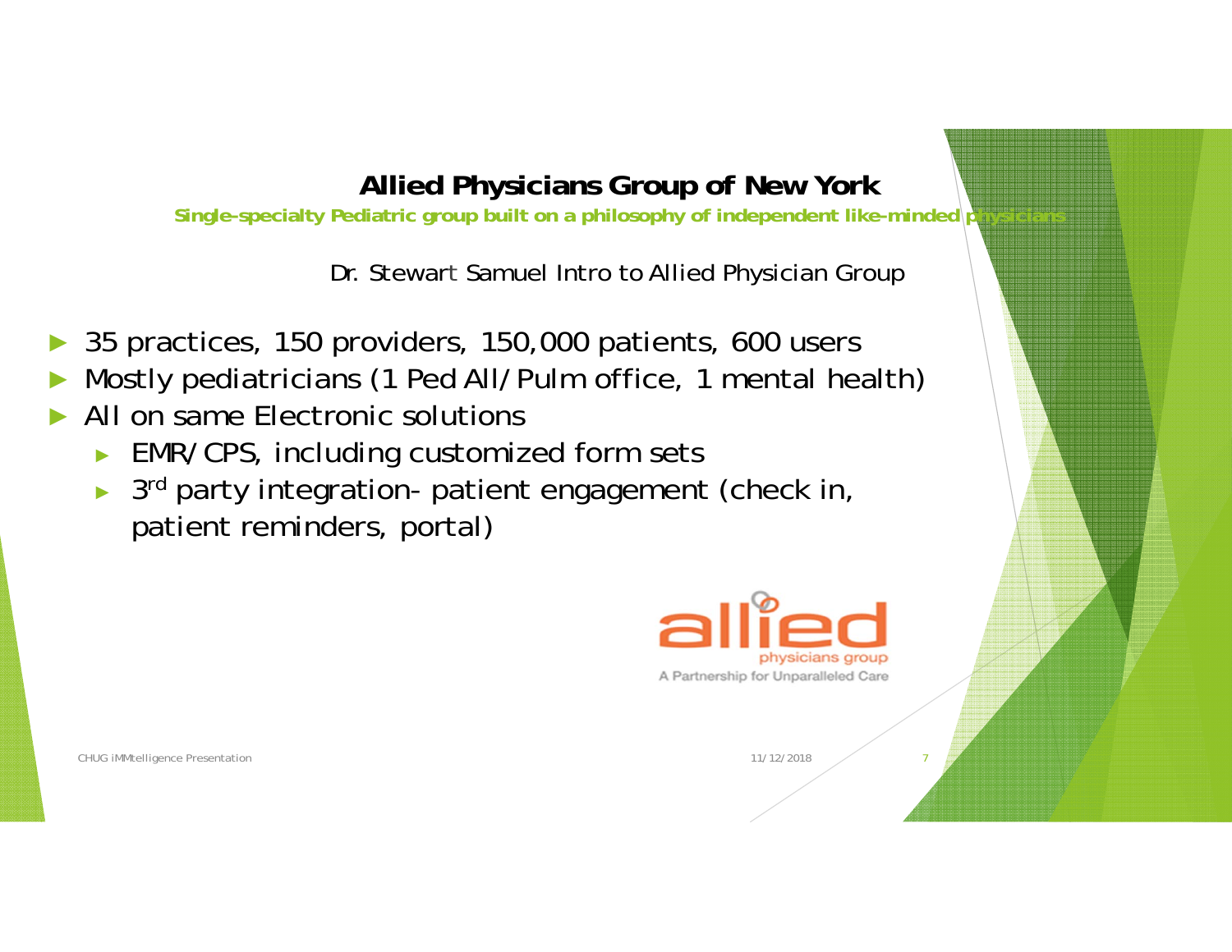# Allied Physicians Group of New York

**Single-specialty Pediatric group built on a philosophy of independent like-minded physicians**

Dr. Stewart Samuel Intro to Allied Physician Group

- 35 practices, 150 providers, 150,000 patients, 600 users
- Mostly pediatricians (1 Ped All/Pulm office, 1 mental health)
- All on same Electronic solutions
  - EMR/CPS, including customized form sets
  - 3rd party integration- patient engagement (check in, patient reminders, portal)

allied physicians group
A Partnership for Unparalleled Care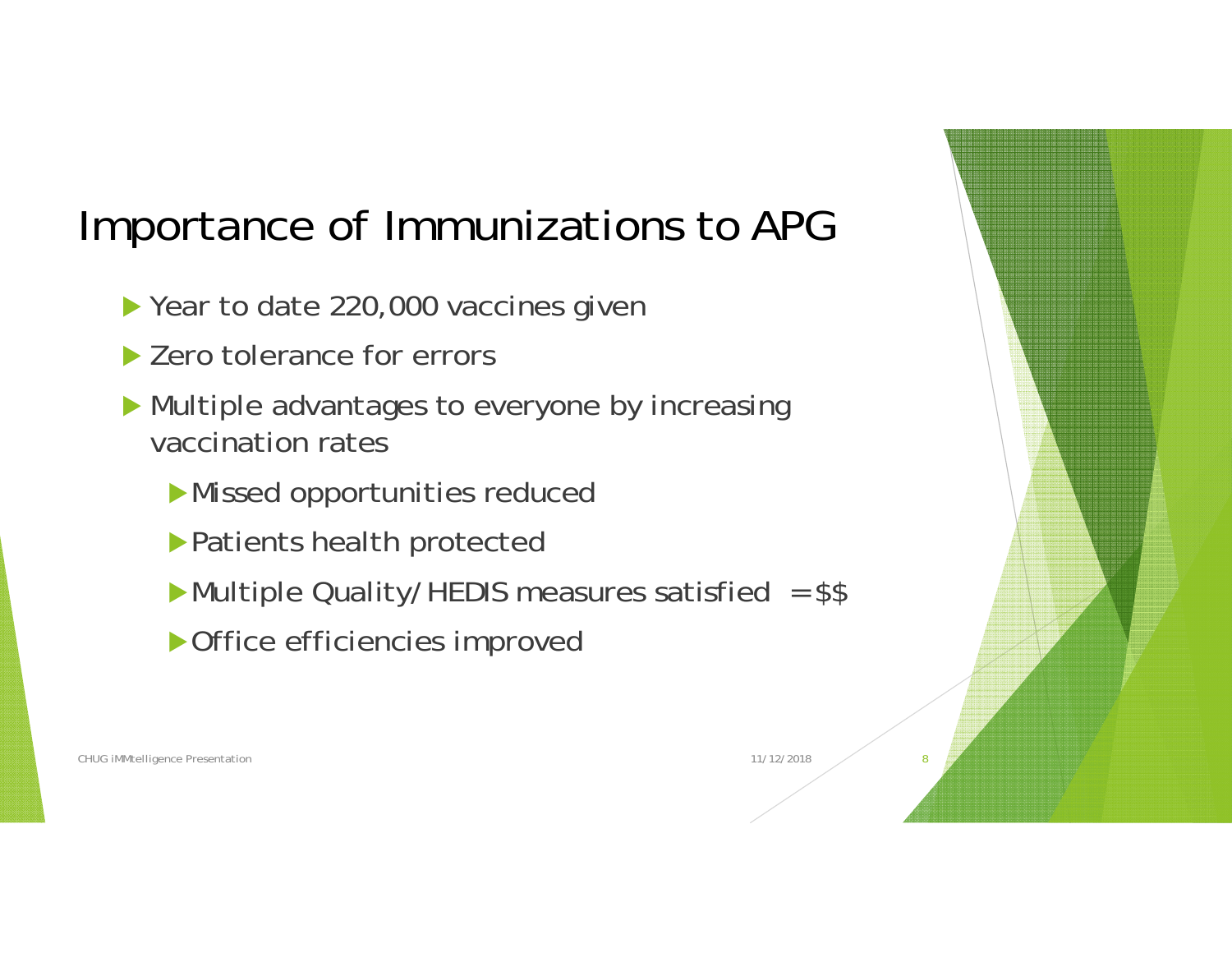# Importance of Immunizations to APG

- Year to date 220,000 vaccines given
- Zero tolerance for errors
- Multiple advantages to everyone by increasing vaccination rates
  - Missed opportunities reduced
  - Patients health protected
  - Multiple Quality/HEDIS measures satisfied = $$
  - Office efficiencies improved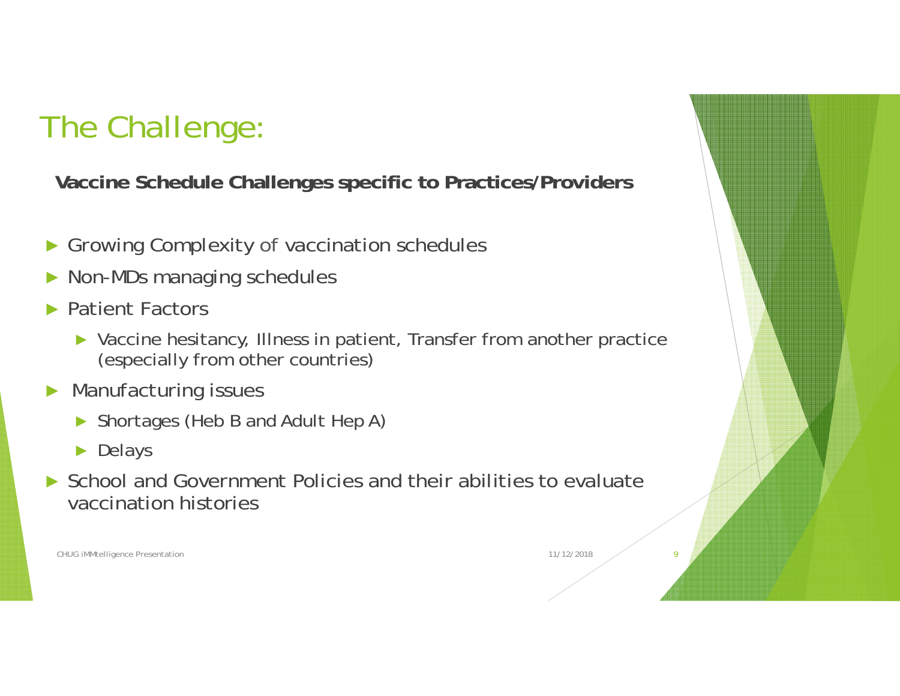# The Challenge:

**Vaccine Schedule Challenges specific to Practices/Providers**

- Growing Complexity of vaccination schedules
- Non-MDs managing schedules
- Patient Factors
  - Vaccine hesitancy, Illness in patient, Transfer from another practice (especially from other countries)
- Manufacturing issues
  - Shortages (Heb B and Adult Hep A)
  - Delays
- School and Government Policies and their abilities to evaluate vaccination histories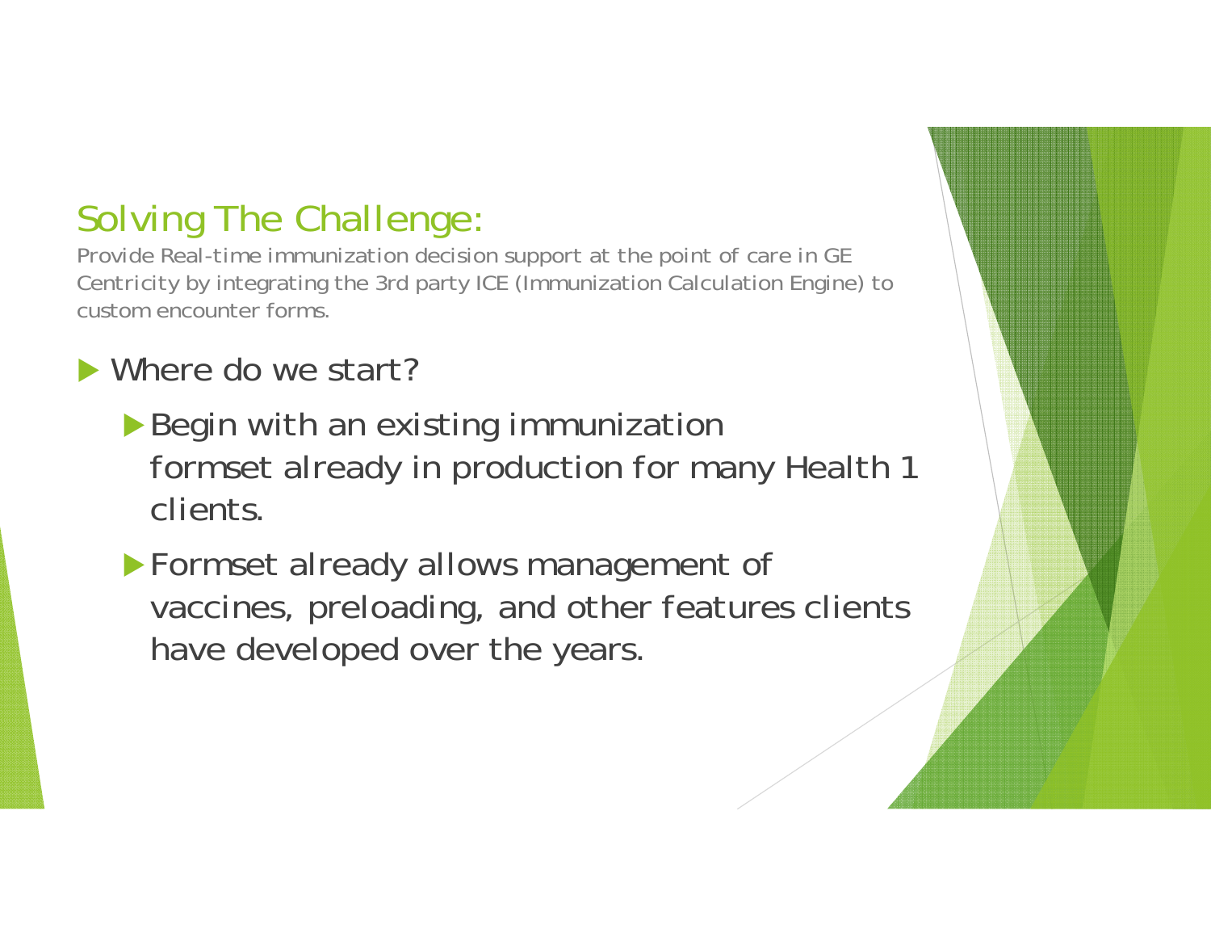## Solving The Challenge:

Provide Real-time immunization decision support at the point of care in GE Centricity by integrating the 3rd party ICE (Immunization Calculation Engine) to custom encounter forms.

- Where do we start?
  - Begin with an existing immunization formset already in production for many Health 1 clients.
  - Formset already allows management of vaccines, preloading, and other features clients have developed over the years.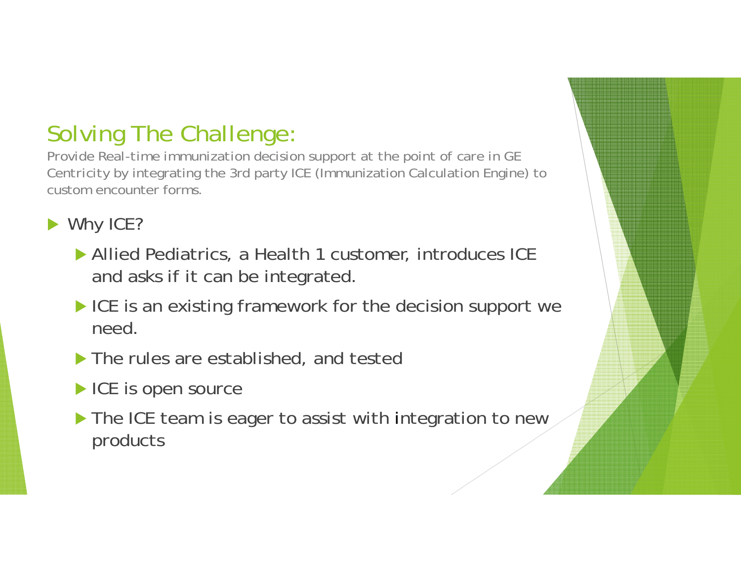## Solving The Challenge:

Provide Real-time immunization decision support at the point of care in GE Centricity by integrating the 3rd party ICE (Immunization Calculation Engine) to custom encounter forms.

- Why ICE?
  - Allied Pediatrics, a Health 1 customer, introduces ICE and asks if it can be integrated.
  - ICE is an existing framework for the decision support we need.
  - The rules are established, and tested
  - ICE is open source
  - The ICE team is eager to assist with integration to new products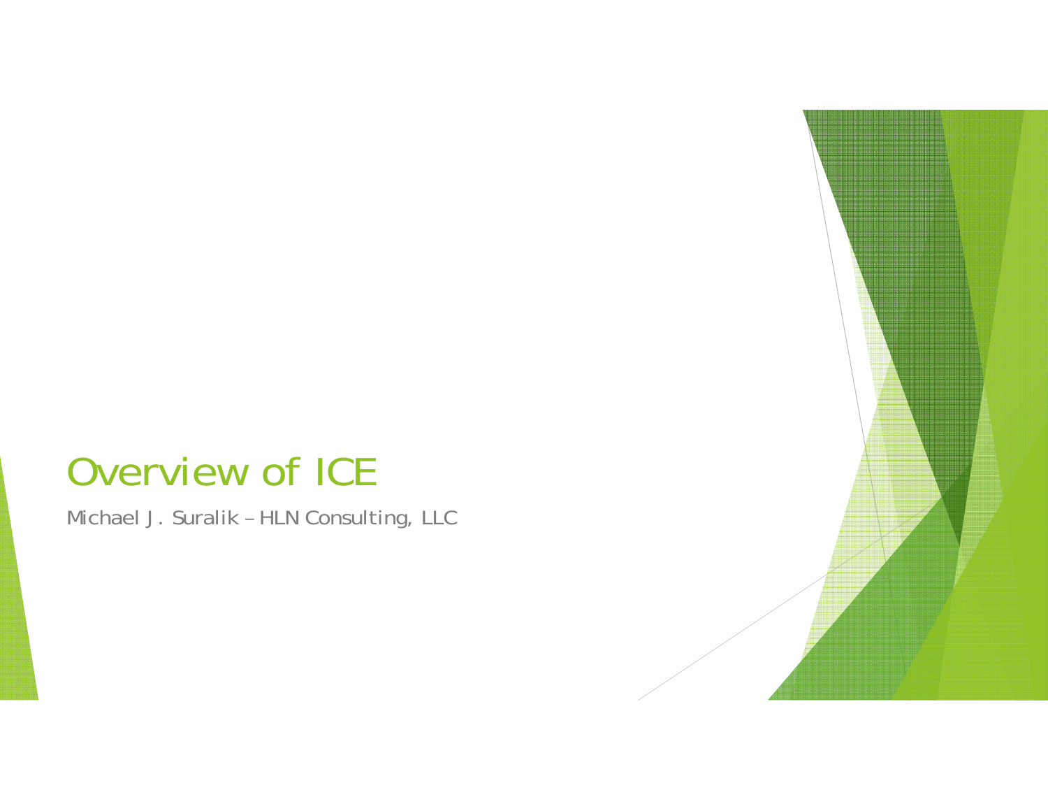# Overview of ICE

Michael J. Suralik – HLN Consulting, LLC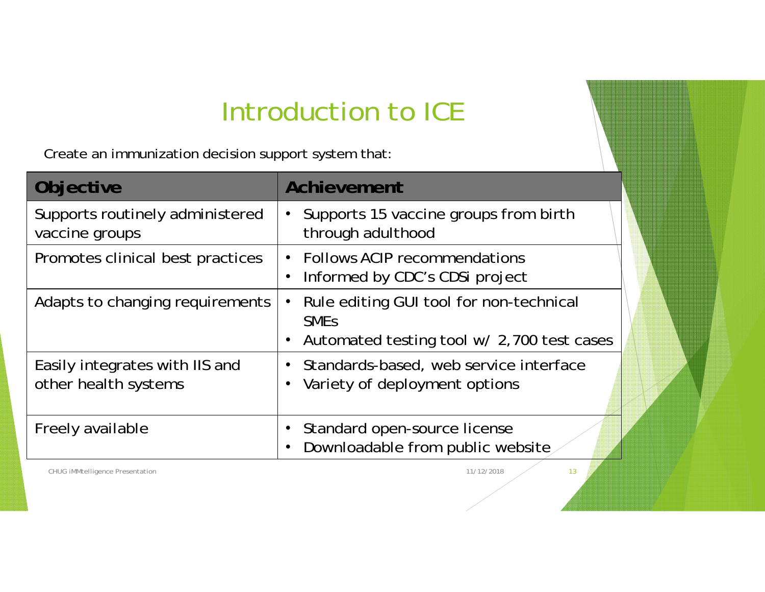# Introduction to ICE

Create an immunization decision support system that:

| Objective | Achievement |
| --- | --- |
| Supports routinely administered vaccine groups | • Supports 15 vaccine groups from birth through adulthood |
| Promotes clinical best practices | • Follows ACIP recommendations<br>• Informed by CDC's CDSi project |
| Adapts to changing requirements | • Rule editing GUI tool for non-technical SMEs<br>• Automated testing tool w/ 2,700 test cases |
| Easily integrates with IIS and other health systems | • Standards-based, web service interface<br>• Variety of deployment options |
| Freely available | • Standard open-source license<br>• Downloadable from public website |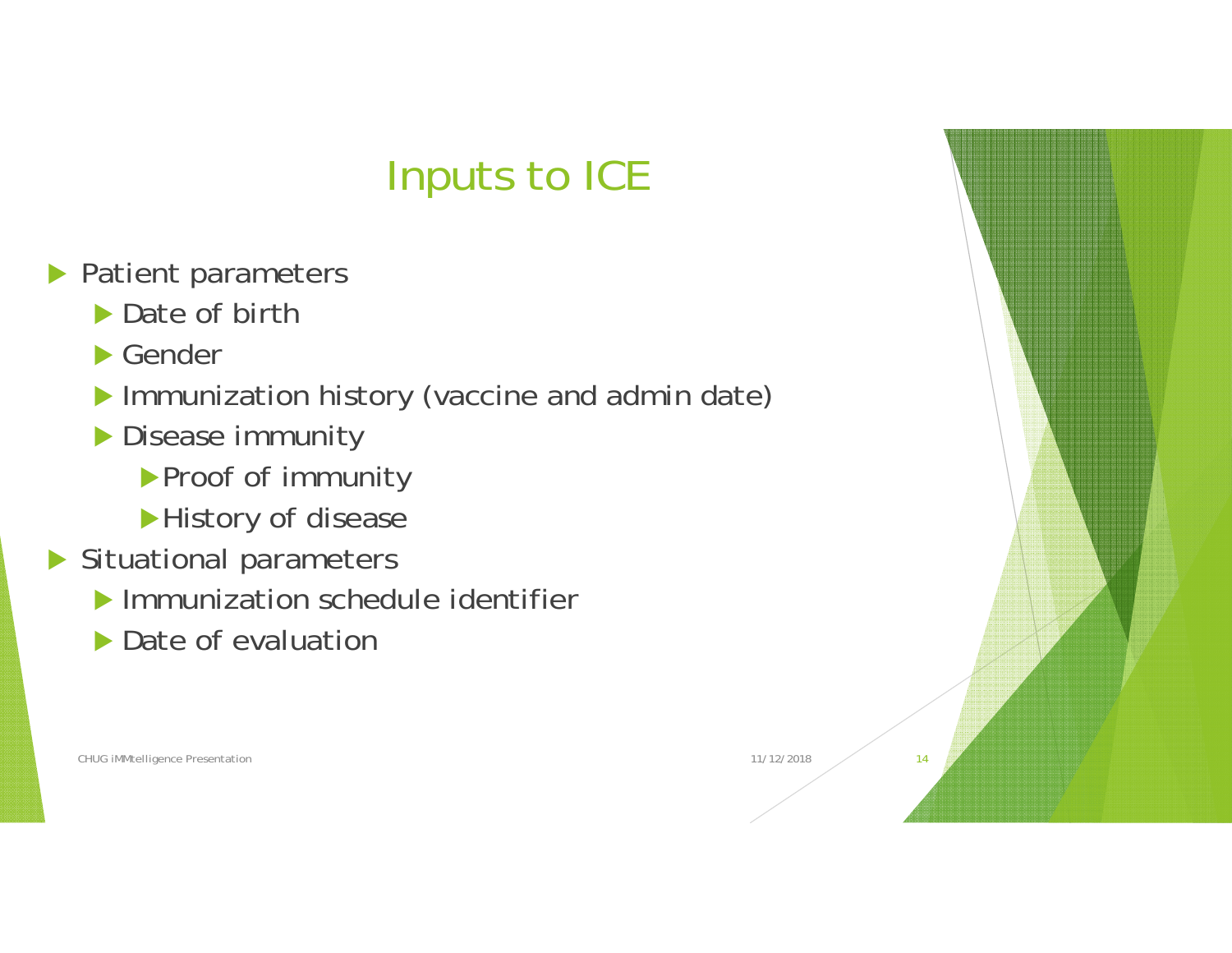# Inputs to ICE

- Patient parameters
  - Date of birth
  - Gender
  - Immunization history (vaccine and admin date)
  - Disease immunity
    - Proof of immunity
    - History of disease
- Situational parameters
  - Immunization schedule identifier
  - Date of evaluation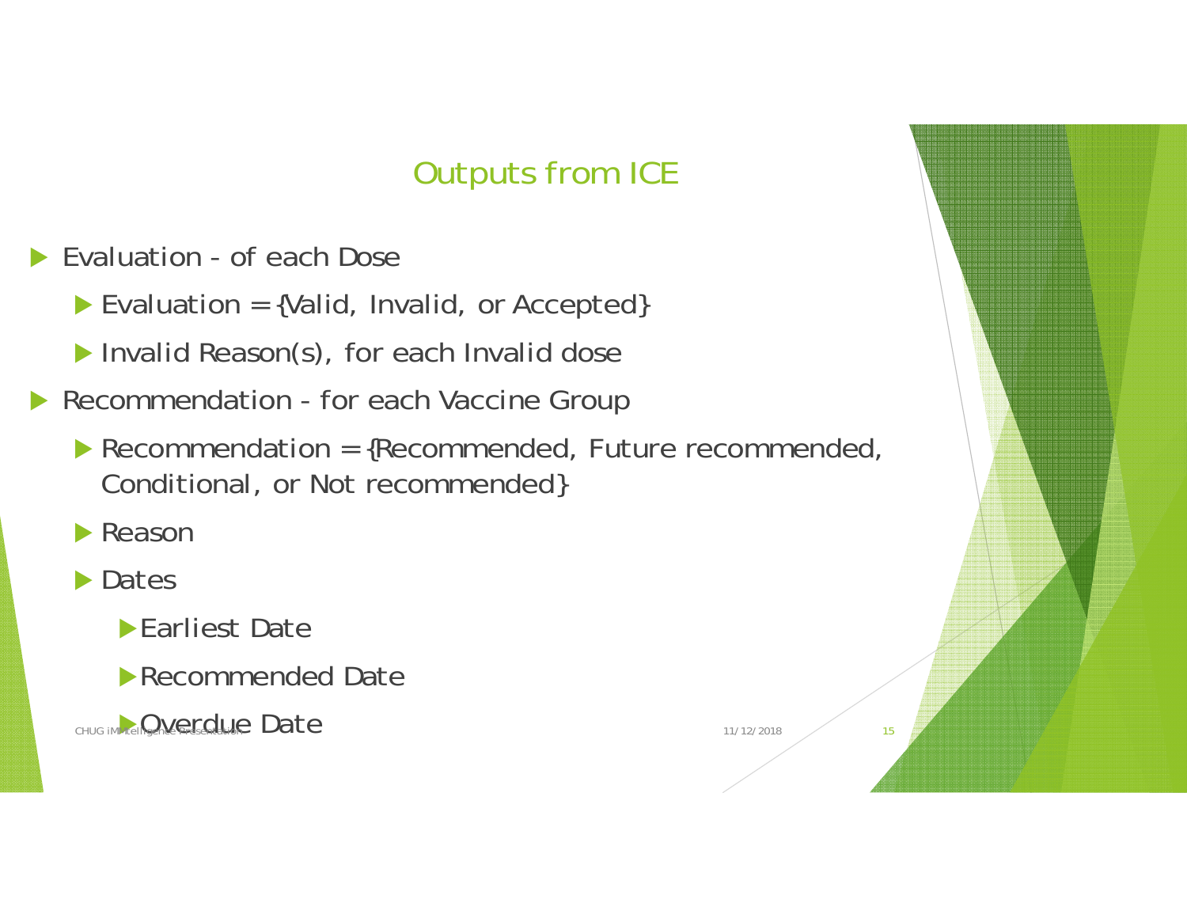# Outputs from ICE

- Evaluation - of each Dose
  - Evaluation = {Valid, Invalid, or Accepted}
  - Invalid Reason(s), for each Invalid dose
- Recommendation - for each Vaccine Group
  - Recommendation = {Recommended, Future recommended, Conditional, or Not recommended}
  - Reason
  - Dates
    - Earliest Date
    - Recommended Date
    - Overdue Date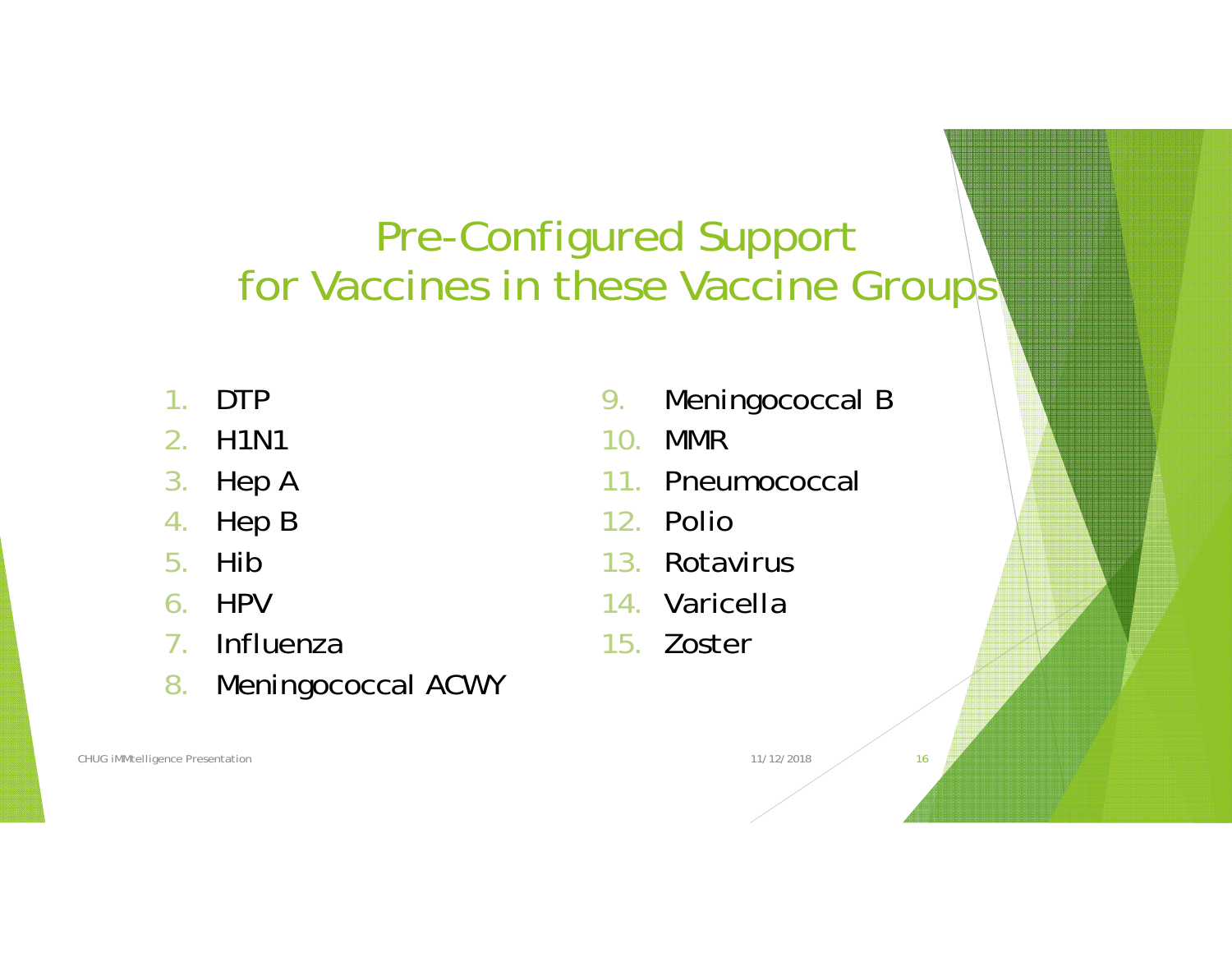# Pre-Configured Support for Vaccines in these Vaccine Groups

1. DTP
2. H1N1
3. Hep A
4. Hep B
5. Hib
6. HPV
7. Influenza
8. Meningococcal ACWY
9. Meningococcal B
10. MMR
11. Pneumococcal
12. Polio
13. Rotavirus
14. Varicella
15. Zoster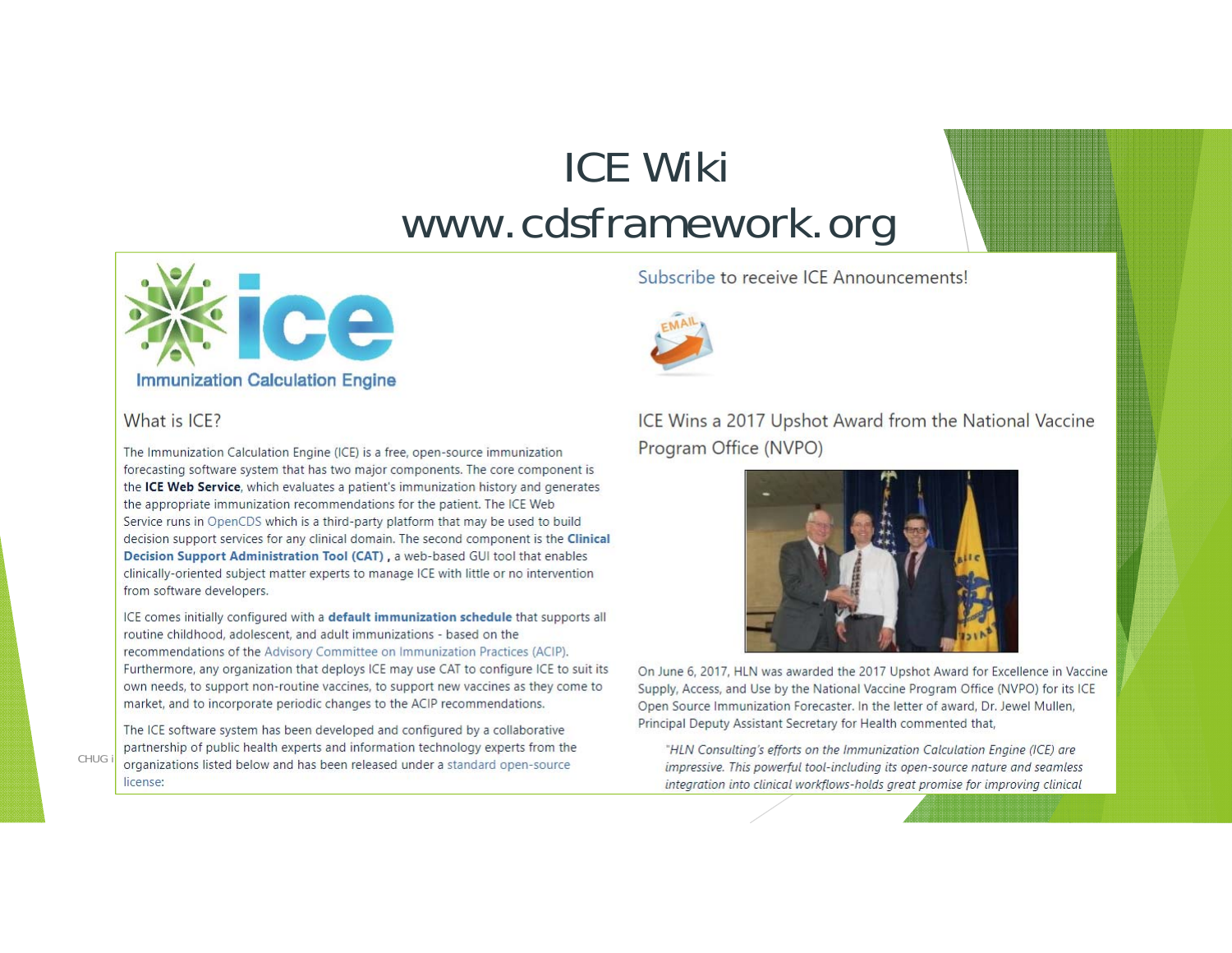# ICE Wiki

# www.cdsframework.org

Immunization Calculation Engine

## What is ICE?

The Immunization Calculation Engine (ICE) is a free, open-source immunization forecasting software system that has two major components. The core component is the **ICE Web Service**, which evaluates a patient's immunization history and generates the appropriate immunization recommendations for the patient. The ICE Web Service runs in OpenCDS which is a third-party platform that may be used to build decision support services for any clinical domain. The second component is the **Clinical Decision Support Administration Tool (CAT)**, a web-based GUI tool that enables clinically-oriented subject matter experts to manage ICE with little or no intervention from software developers.

ICE comes initially configured with a **default immunization schedule** that supports all routine childhood, adolescent, and adult immunizations - based on the recommendations of the Advisory Committee on Immunization Practices (ACIP). Furthermore, any organization that deploys ICE may use CAT to configure ICE to suit its own needs, to support non-routine vaccines, to support new vaccines as they come to market, and to incorporate periodic changes to the ACIP recommendations.

The ICE software system has been developed and configured by a collaborative partnership of public health experts and information technology experts from the organizations listed below and has been released under a standard open-source license:

Subscribe to receive ICE Announcements!

## ICE Wins a 2017 Upshot Award from the National Vaccine Program Office (NVPO)

On June 6, 2017, HLN was awarded the 2017 Upshot Award for Excellence in Vaccine Supply, Access, and Use by the National Vaccine Program Office (NVPO) for its ICE Open Source Immunization Forecaster. In the letter of award, Dr. Jewel Mullen, Principal Deputy Assistant Secretary for Health commented that,

> *"HLN Consulting's efforts on the Immunization Calculation Engine (ICE) are impressive. This powerful tool-including its open-source nature and seamless integration into clinical workflows-holds great promise for improving clinical*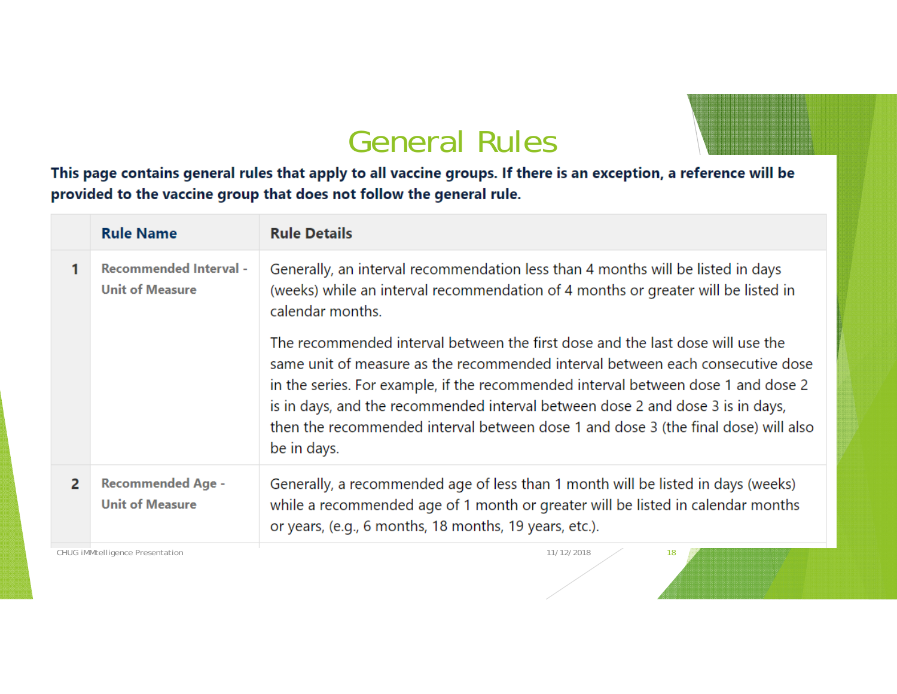# General Rules

**This page contains general rules that apply to all vaccine groups. If there is an exception, a reference will be provided to the vaccine group that does not follow the general rule.**

| | Rule Name | Rule Details |
|---|---|---|
| 1 | Recommended Interval - Unit of Measure | Generally, an interval recommendation less than 4 months will be listed in days (weeks) while an interval recommendation of 4 months or greater will be listed in calendar months.<br><br>The recommended interval between the first dose and the last dose will use the same unit of measure as the recommended interval between each consecutive dose in the series. For example, if the recommended interval between dose 1 and dose 2 is in days, and the recommended interval between dose 2 and dose 3 is in days, then the recommended interval between dose 1 and dose 3 (the final dose) will also be in days. |
| 2 | Recommended Age - Unit of Measure | Generally, a recommended age of less than 1 month will be listed in days (weeks) while a recommended age of 1 month or greater will be listed in calendar months or years, (e.g., 6 months, 18 months, 19 years, etc.). |

CHUG iMMtelligence Presentation 11/12/2018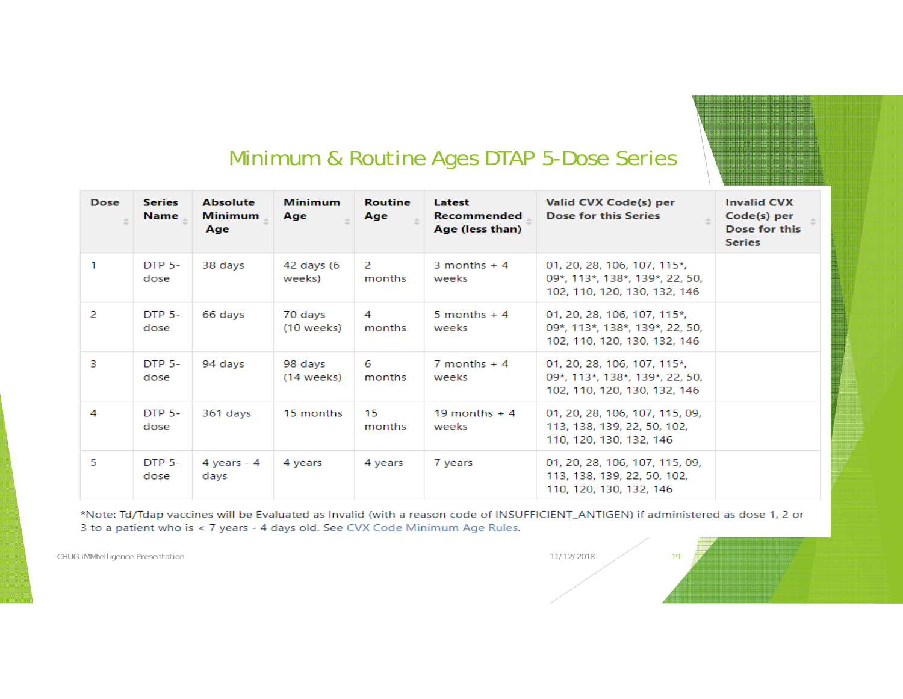# Minimum & Routine Ages DTAP 5-Dose Series

| Dose | Series Name | Absolute Minimum Age | Minimum Age | Routine Age | Latest Recommended Age (less than) | Valid CVX Code(s) per Dose for this Series | Invalid CVX Code(s) per Dose for this Series |
|---|---|---|---|---|---|---|---|
| 1 | DTP 5-dose | 38 days | 42 days (6 weeks) | 2 months | 3 months + 4 weeks | 01, 20, 28, 106, 107, 115*, 09*, 113*, 138*, 139*, 22, 50, 102, 110, 120, 130, 132, 146 | |
| 2 | DTP 5-dose | 66 days | 70 days (10 weeks) | 4 months | 5 months + 4 weeks | 01, 20, 28, 106, 107, 115*, 09*, 113*, 138*, 139*, 22, 50, 102, 110, 120, 130, 132, 146 | |
| 3 | DTP 5-dose | 94 days | 98 days (14 weeks) | 6 months | 7 months + 4 weeks | 01, 20, 28, 106, 107, 115*, 09*, 113*, 138*, 139*, 22, 50, 102, 110, 120, 130, 132, 146 | |
| 4 | DTP 5-dose | 361 days | 15 months | 15 months | 19 months + 4 weeks | 01, 20, 28, 106, 107, 115, 09, 113, 138, 139, 22, 50, 102, 110, 120, 130, 132, 146 | |
| 5 | DTP 5-dose | 4 years - 4 days | 4 years | 4 years | 7 years | 01, 20, 28, 106, 107, 115, 09, 113, 138, 139, 22, 50, 102, 110, 120, 130, 132, 146 | |

*Note: Td/Tdap vaccines will be Evaluated as Invalid (with a reason code of INSUFFICIENT_ANTIGEN) if administered as dose 1, 2 or 3 to a patient who is < 7 years - 4 days old. See CVX Code Minimum Age Rules.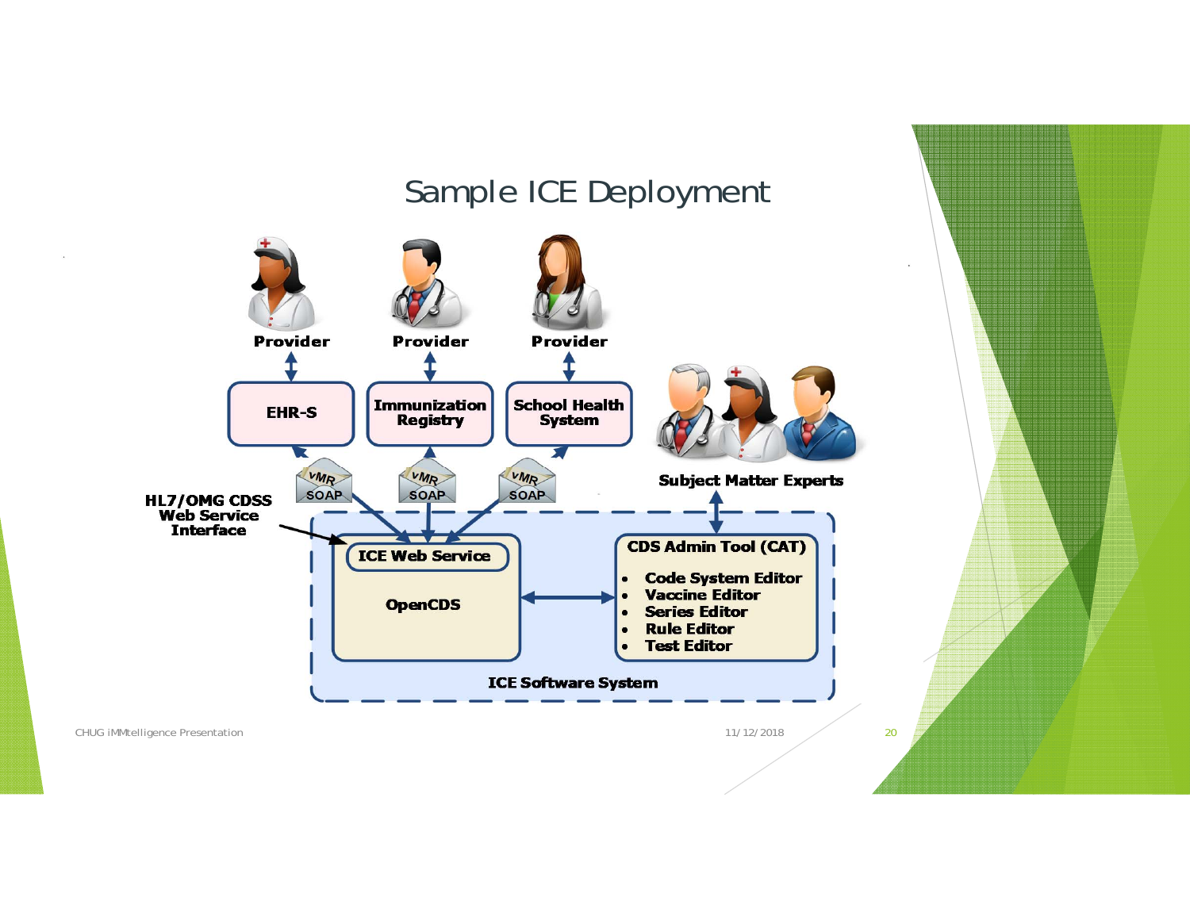# Sample ICE Deployment

Provider | Provider | Provider

EHR-S | Immunization Registry | School Health System

vMR SOAP | vMR SOAP | vMR SOAP

HL7/OMG CDSS Web Service Interface

Subject Matter Experts

**ICE Web Service**

OpenCDS

**CDS Admin Tool (CAT)**

- Code System Editor
- Vaccine Editor
- Series Editor
- Rule Editor
- Test Editor

ICE Software System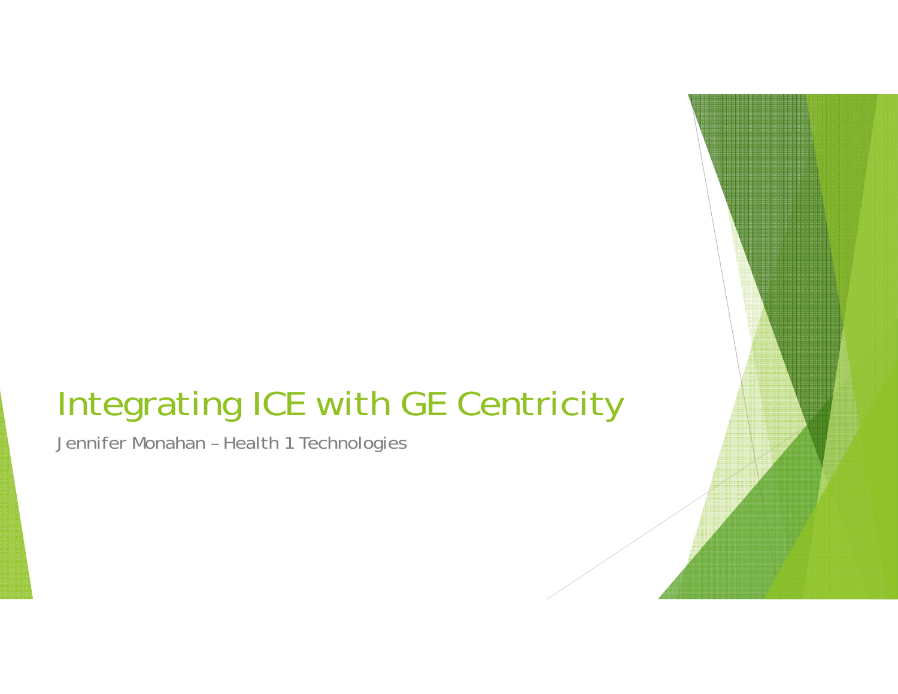# Integrating ICE with GE Centricity

Jennifer Monahan – Health 1 Technologies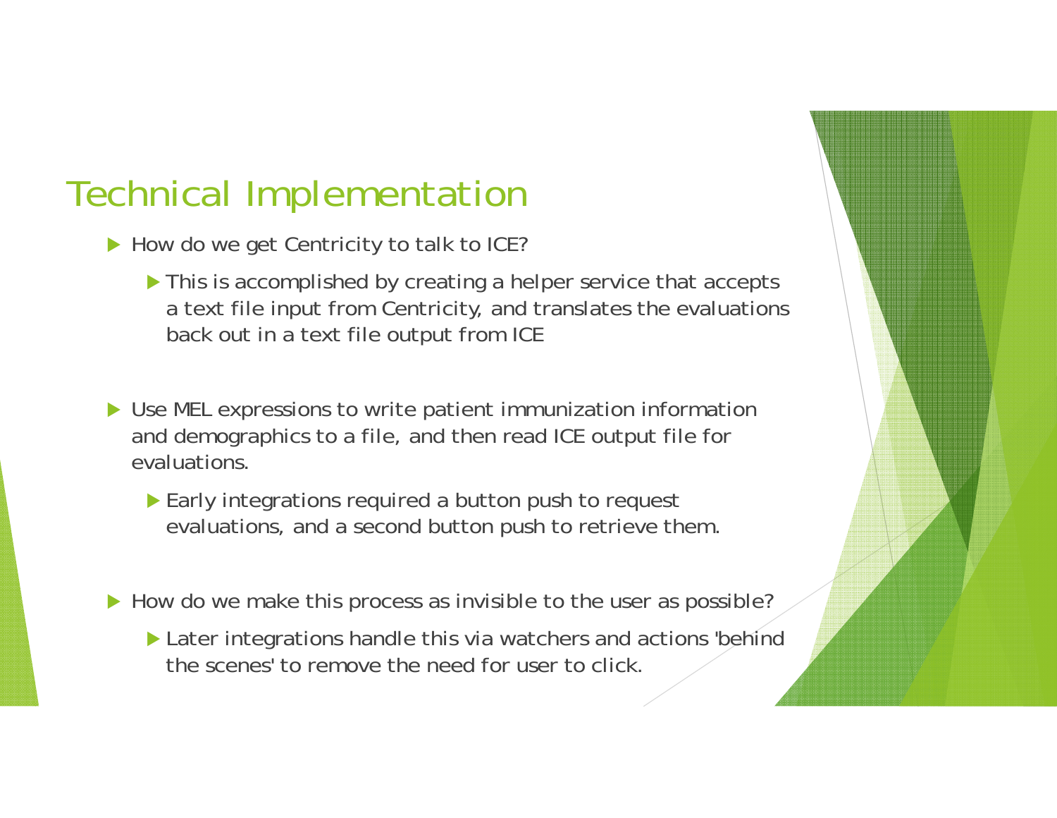# Technical Implementation

- How do we get Centricity to talk to ICE?
  - This is accomplished by creating a helper service that accepts a text file input from Centricity, and translates the evaluations back out in a text file output from ICE
- Use MEL expressions to write patient immunization information and demographics to a file, and then read ICE output file for evaluations.
  - Early integrations required a button push to request evaluations, and a second button push to retrieve them.
- How do we make this process as invisible to the user as possible?
  - Later integrations handle this via watchers and actions 'behind the scenes' to remove the need for user to click.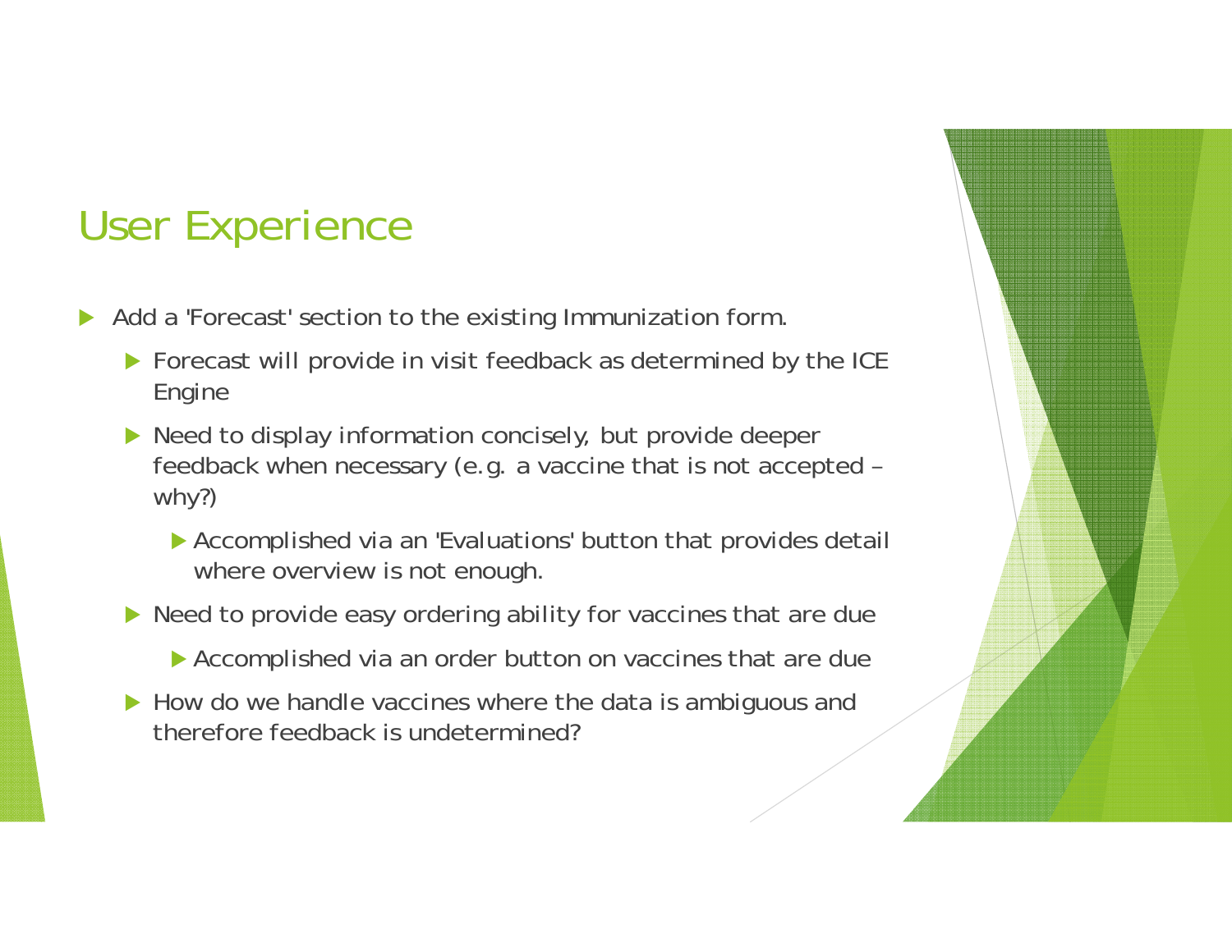## User Experience

- Add a 'Forecast' section to the existing Immunization form.
  - Forecast will provide in visit feedback as determined by the ICE Engine
  - Need to display information concisely, but provide deeper feedback when necessary (e.g. a vaccine that is not accepted – why?)
    - Accomplished via an 'Evaluations' button that provides detail where overview is not enough.
  - Need to provide easy ordering ability for vaccines that are due
    - Accomplished via an order button on vaccines that are due
  - How do we handle vaccines where the data is ambiguous and therefore feedback is undetermined?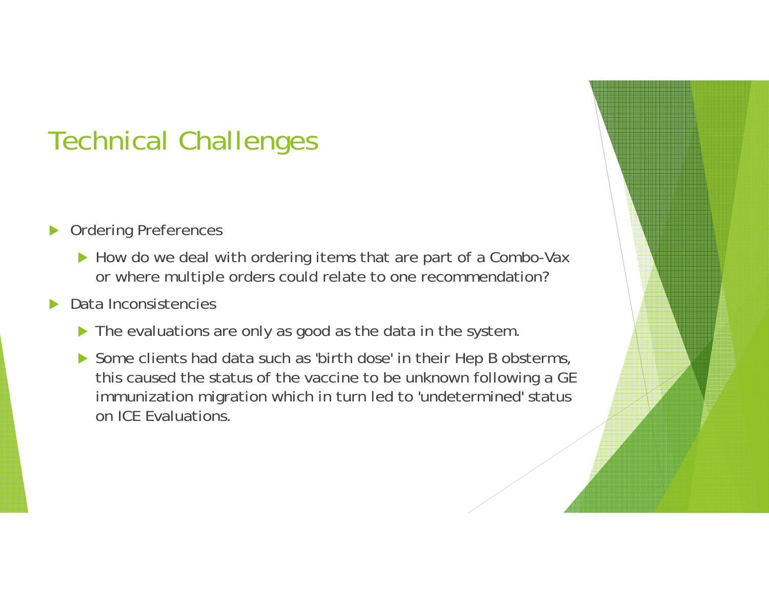# Technical Challenges

- Ordering Preferences
  - How do we deal with ordering items that are part of a Combo-Vax or where multiple orders could relate to one recommendation?
- Data Inconsistencies
  - The evaluations are only as good as the data in the system.
  - Some clients had data such as 'birth dose' in their Hep B obsterms, this caused the status of the vaccine to be unknown following a GE immunization migration which in turn led to 'undetermined' status on ICE Evaluations.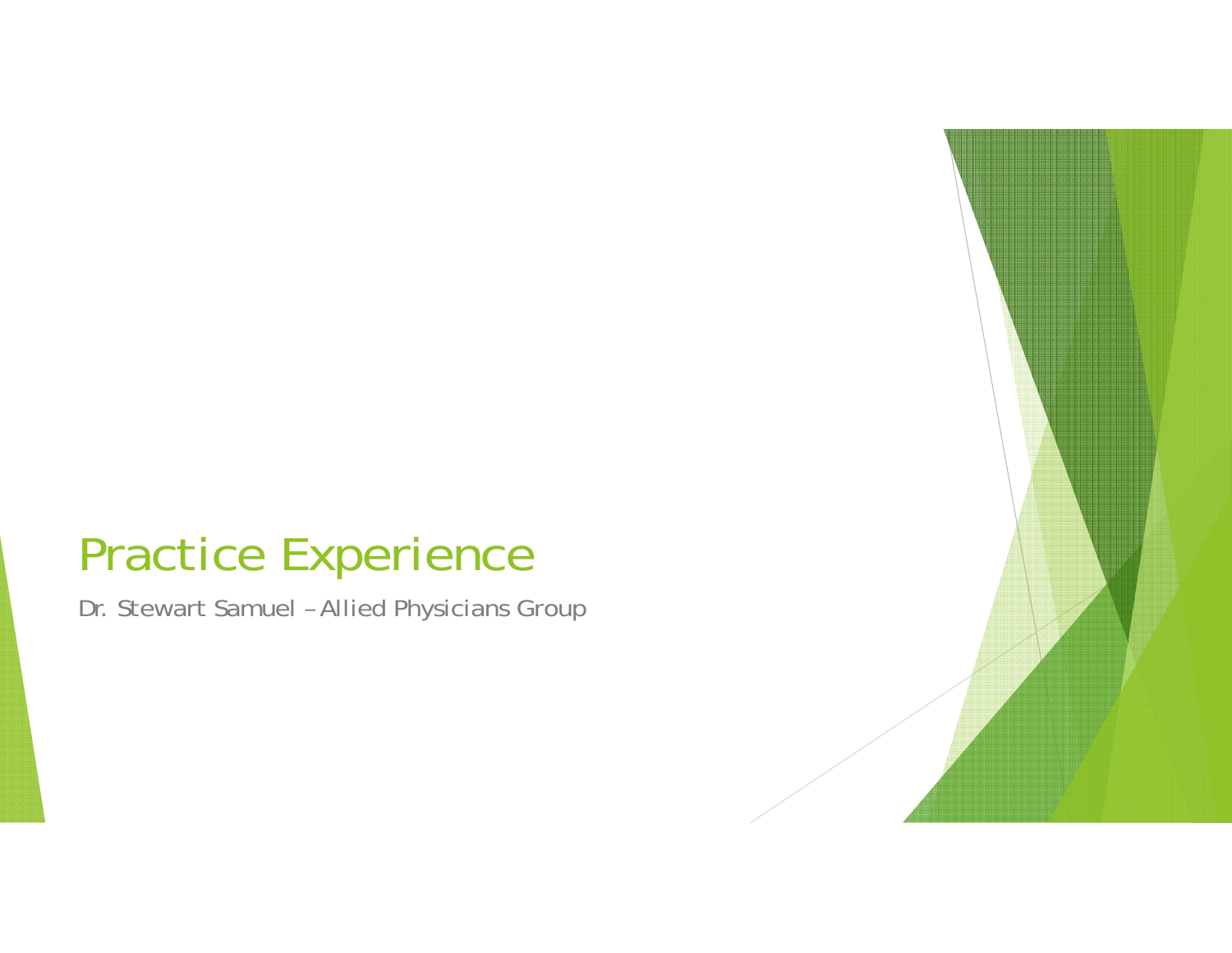# Practice Experience

Dr. Stewart Samuel – Allied Physicians Group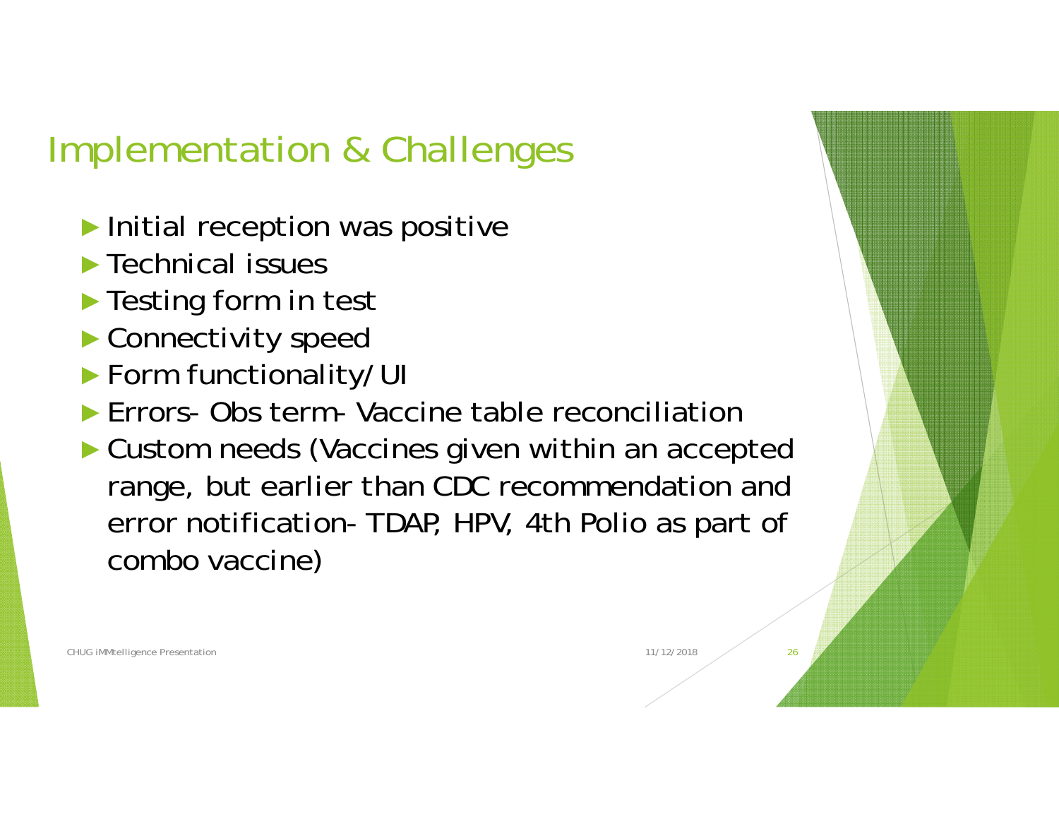# Implementation & Challenges

- Initial reception was positive
- Technical issues
- Testing form in test
- Connectivity speed
- Form functionality/UI
- Errors- Obs term- Vaccine table reconciliation
- Custom needs (Vaccines given within an accepted range, but earlier than CDC recommendation and error notification- TDAP, HPV, 4th Polio as part of combo vaccine)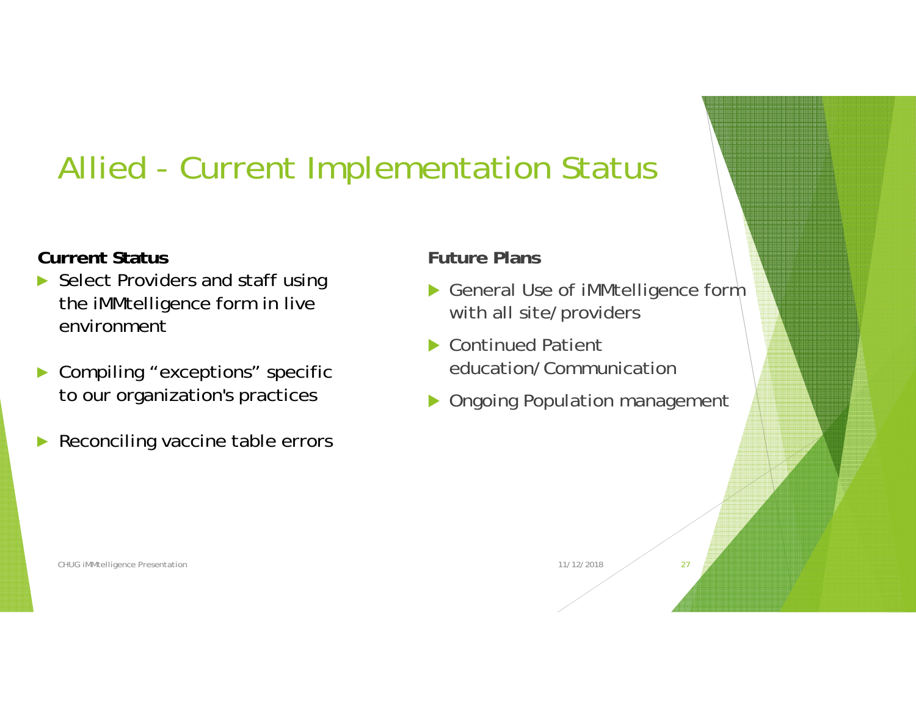# Allied - Current Implementation Status

**Current Status**

- Select Providers and staff using the iMMtelligence form in live environment
- Compiling "exceptions" specific to our organization's practices
- Reconciling vaccine table errors

**Future Plans**

- General Use of iMMtelligence form with all site/providers
- Continued Patient education/Communication
- Ongoing Population management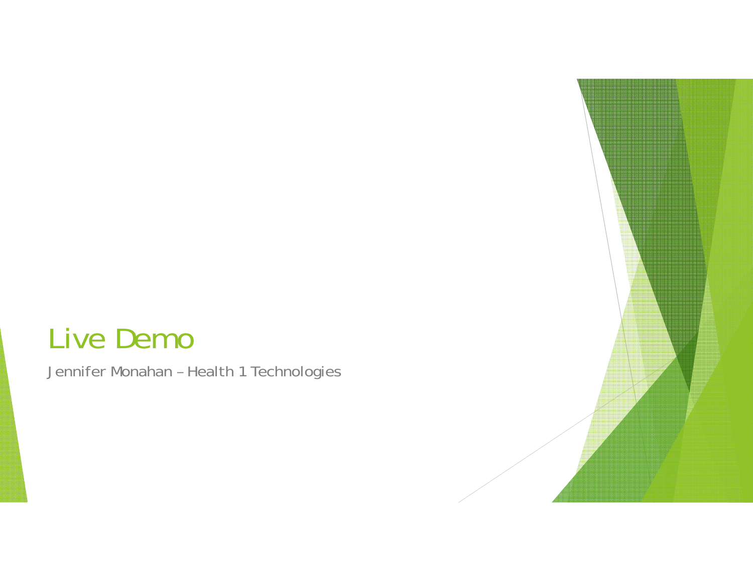# Live Demo

Jennifer Monahan – Health 1 Technologies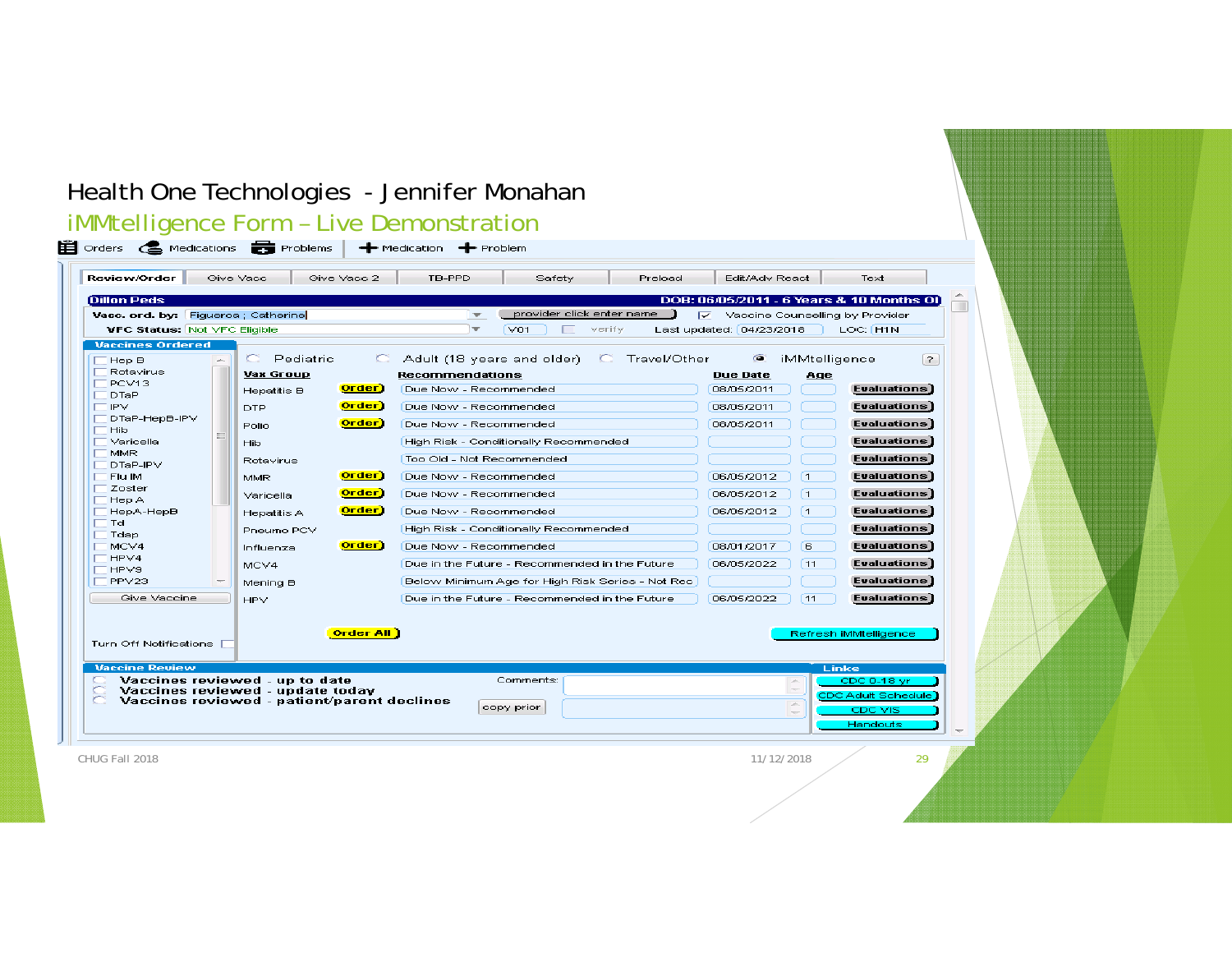# Health One Technologies - Jennifer Monahan

## iMMtelligence Form – Live Demonstration

Orders | Medications | Problems | + Medication | + Problem

Review/Order | Give Vacc | Give Vacc 2 | TB-PPD | Safety | Preload | Edit/Adv React | Text

**Dillon Peds** — DOB: 06/05/2011 - 6 Years & 10 Months Ol

Vacc. ord. by: Figueroa ; Catherine — provider click enter name — ☑ Vaccine Counselling by Provider

VFC Status: Not VFC Eligible — V01 — verify — Last updated: 04/23/2018 — LOC: H1N

**Vaccines Ordered**

- Hep B
- Rotavirus
- PCV13
- DTaP
- IPV
- DTaP-HepB-IPV
- Hib
- Varicella
- MMR
- DTaP-IPV
- Flu IM
- Zoster
- Hep A
- HepA-HepB
- Td
- Tdap
- MCV4
- HPV4
- HPV9
- PPV23

Give Vaccine

Turn Off Notifications

Pediatric | Adult (18 years and older) | Travel/Other | iMMtelligence

| Vax Group | | Recommendations | Due Date | Age | |
|---|---|---|---|---|---|
| Hepatitis B | Order | Due Now - Recommended | 08/05/2011 | | Evaluations |
| DTP | Order | Due Now - Recommended | 08/05/2011 | | Evaluations |
| Polio | Order | Due Now - Recommended | 08/05/2011 | | Evaluations |
| Hib | | High Risk - Conditionally Recommended | | | Evaluations |
| Rotavirus | | Too Old - Not Recommended | | | Evaluations |
| MMR | Order | Due Now - Recommended | 06/05/2012 | 1 | Evaluations |
| Varicella | Order | Due Now - Recommended | 06/05/2012 | 1 | Evaluations |
| Hepatitis A | Order | Due Now - Recommended | 06/05/2012 | 1 | Evaluations |
| Pneumo PCV | | High Risk - Conditionally Recommended | | | Evaluations |
| Influenza | Order | Due Now - Recommended | 08/01/2017 | 6 | Evaluations |
| MCV4 | | Due in the Future - Recommended in the Future | 06/05/2022 | 11 | Evaluations |
| Mening B | | Below Minimum Age for High Risk Series - Not Rec | | | Evaluations |
| HPV | | Due in the Future - Recommended in the Future | 06/05/2022 | 11 | Evaluations |

Order All — Refresh iMMtelligence

**Vaccine Review**

- Vaccines reviewed - up to date
- Vaccines reviewed - update today
- Vaccines reviewed - patient/parent declines

Comments: — copy prior

**Links**

- CDC 0-18 yr
- CDC Adult Schedule
- CDC VIS
- Handouts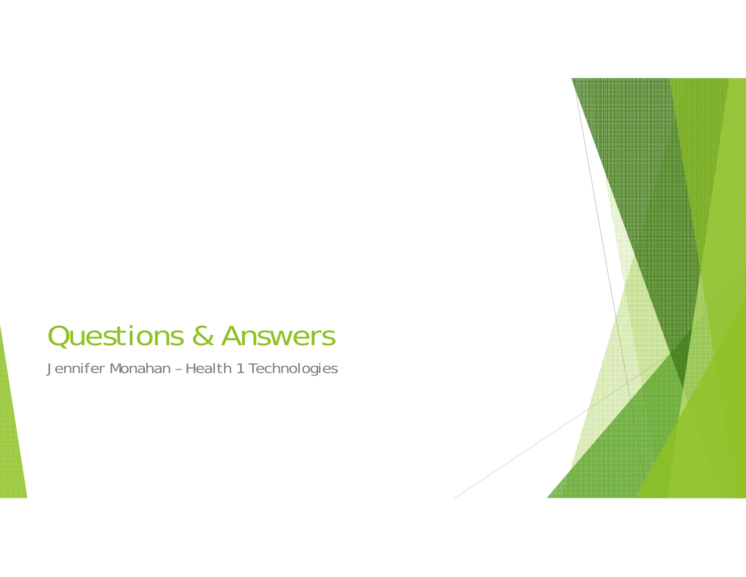# Questions & Answers

Jennifer Monahan – Health 1 Technologies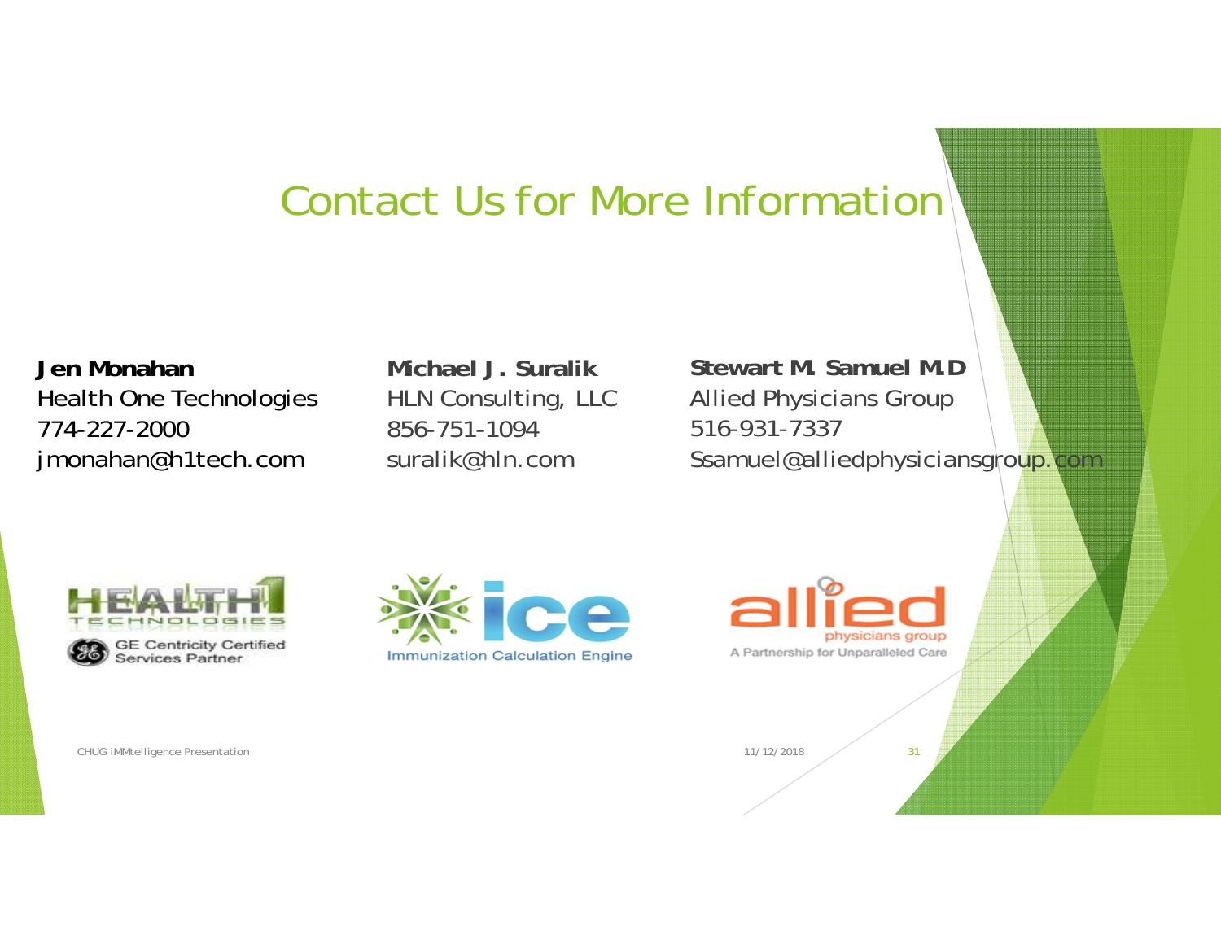# Contact Us for More Information

**Jen Monahan**
Health One Technologies
774-227-2000
jmonahan@h1tech.com

**Michael J. Suralik**
HLN Consulting, LLC
856-751-1094
suralik@hln.com

**Stewart M. Samuel M.D**
Allied Physicians Group
516-931-7337
Ssamuel@alliedphysiciansgroup.com

HEALTH1 TECHNOLOGIES
GE Centricity Certified Services Partner

ice
Immunization Calculation Engine

allied
physicians group
A Partnership for Unparalleled Care